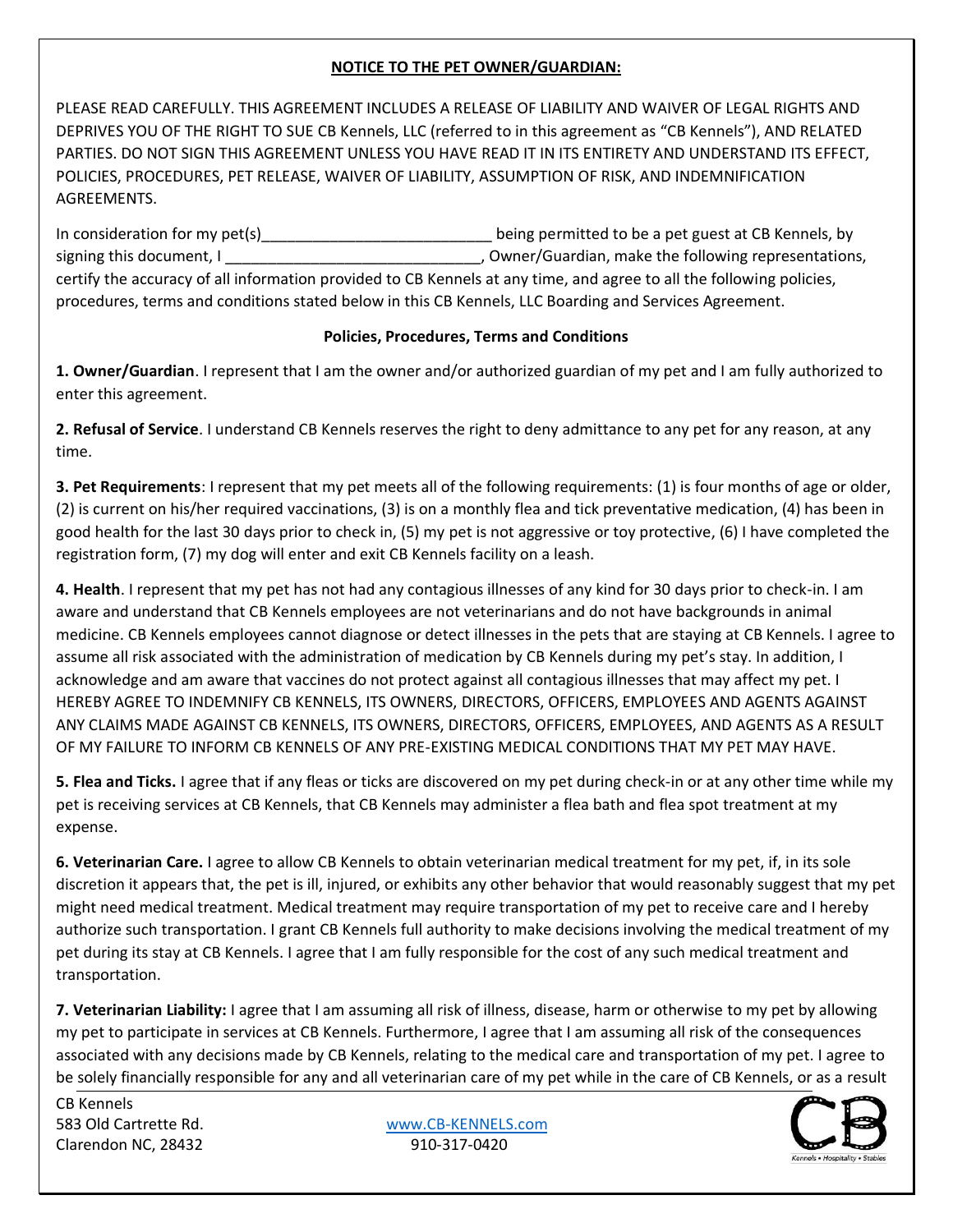**NOTICE TO THE PET OWNER/GUARDIAN:**

PLEASE READ CAREFULLY. THIS AGREEMENT INCLUDES A RELEASE OF LIABILITY AND WAIVER OF LEGAL RIGHTS AND DEPRIVES YOU OF THE RIGHT TO SUE CB Kennels, LLC (referred to in this agreement as "CB Kennels"), AND RELATED PARTIES. DO NOT SIGN THIS AGREEMENT UNLESS YOU HAVE READ IT IN ITS ENTIRETY AND UNDERSTAND ITS EFFECT, POLICIES, PROCEDURES, PET RELEASE, WAIVER OF LIABILITY, ASSUMPTION OF RISK, AND INDEMNIFICATION AGREEMENTS.

In consideration for my pet(s)___________________________ being permitted to be a pet guest at CB Kennels, by signing this document, I ______________________________, Owner/Guardian, make the following representations, certify the accuracy of all information provided to CB Kennels at any time, and agree to all the following policies, procedures, terms and conditions stated below in this CB Kennels, LLC Boarding and Services Agreement.

**Policies, Procedures, Terms and Conditions**

**1. Owner/Guardian**. I represent that I am the owner and/or authorized guardian of my pet and I am fully authorized to enter this agreement.

**2. Refusal of Service**. I understand CB Kennels reserves the right to deny admittance to any pet for any reason, at any time.

**3. Pet Requirements**: I represent that my pet meets all of the following requirements: (1) is four months of age or older, (2) is current on his/her required vaccinations, (3) is on a monthly flea and tick preventative medication, (4) has been in good health for the last 30 days prior to check in, (5) my pet is not aggressive or toy protective, (6) I have completed the registration form, (7) my dog will enter and exit CB Kennels facility on a leash.

**4. Health**. I represent that my pet has not had any contagious illnesses of any kind for 30 days prior to check-in. I am aware and understand that CB Kennels employees are not veterinarians and do not have backgrounds in animal medicine. CB Kennels employees cannot diagnose or detect illnesses in the pets that are staying at CB Kennels. I agree to assume all risk associated with the administration of medication by CB Kennels during my pet's stay. In addition, I acknowledge and am aware that vaccines do not protect against all contagious illnesses that may affect my pet. I HEREBY AGREE TO INDEMNIFY CB KENNELS, ITS OWNERS, DIRECTORS, OFFICERS, EMPLOYEES AND AGENTS AGAINST ANY CLAIMS MADE AGAINST CB KENNELS, ITS OWNERS, DIRECTORS, OFFICERS, EMPLOYEES, AND AGENTS AS A RESULT OF MY FAILURE TO INFORM CB KENNELS OF ANY PRE-EXISTING MEDICAL CONDITIONS THAT MY PET MAY HAVE.

**5. Flea and Ticks.** I agree that if any fleas or ticks are discovered on my pet during check-in or at any other time while my pet is receiving services at CB Kennels, that CB Kennels may administer a flea bath and flea spot treatment at my expense.

**6. Veterinarian Care.** I agree to allow CB Kennels to obtain veterinarian medical treatment for my pet, if, in its sole discretion it appears that, the pet is ill, injured, or exhibits any other behavior that would reasonably suggest that my pet might need medical treatment. Medical treatment may require transportation of my pet to receive care and I hereby authorize such transportation. I grant CB Kennels full authority to make decisions involving the medical treatment of my pet during its stay at CB Kennels. I agree that I am fully responsible for the cost of any such medical treatment and transportation.

**7. Veterinarian Liability:** I agree that I am assuming all risk of illness, disease, harm or otherwise to my pet by allowing my pet to participate in services at CB Kennels. Furthermore, I agree that I am assuming all risk of the consequences associated with any decisions made by CB Kennels, relating to the medical care and transportation of my pet. I agree to be solely financially responsible for any and all veterinarian care of my pet while in the care of CB Kennels, or as a result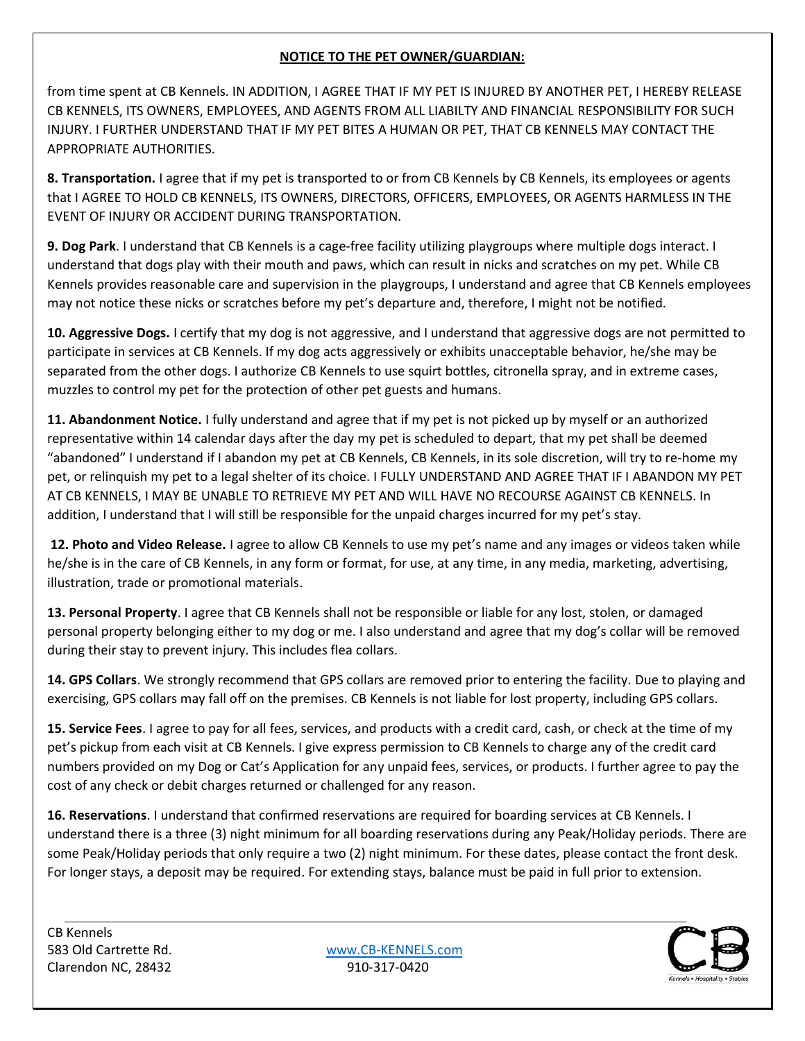**NOTICE TO THE PET OWNER/GUARDIAN:**

from time spent at CB Kennels. IN ADDITION, I AGREE THAT IF MY PET IS INJURED BY ANOTHER PET, I HEREBY RELEASE CB KENNELS, ITS OWNERS, EMPLOYEES, AND AGENTS FROM ALL LIABILTY AND FINANCIAL RESPONSIBILITY FOR SUCH INJURY. I FURTHER UNDERSTAND THAT IF MY PET BITES A HUMAN OR PET, THAT CB KENNELS MAY CONTACT THE APPROPRIATE AUTHORITIES.

**8. Transportation.** I agree that if my pet is transported to or from CB Kennels by CB Kennels, its employees or agents that I AGREE TO HOLD CB KENNELS, ITS OWNERS, DIRECTORS, OFFICERS, EMPLOYEES, OR AGENTS HARMLESS IN THE EVENT OF INJURY OR ACCIDENT DURING TRANSPORTATION.

**9. Dog Park**. I understand that CB Kennels is a cage-free facility utilizing playgroups where multiple dogs interact. I understand that dogs play with their mouth and paws, which can result in nicks and scratches on my pet. While CB Kennels provides reasonable care and supervision in the playgroups, I understand and agree that CB Kennels employees may not notice these nicks or scratches before my pet's departure and, therefore, I might not be notified.

**10. Aggressive Dogs.** I certify that my dog is not aggressive, and I understand that aggressive dogs are not permitted to participate in services at CB Kennels. If my dog acts aggressively or exhibits unacceptable behavior, he/she may be separated from the other dogs. I authorize CB Kennels to use squirt bottles, citronella spray, and in extreme cases, muzzles to control my pet for the protection of other pet guests and humans.

**11. Abandonment Notice.** I fully understand and agree that if my pet is not picked up by myself or an authorized representative within 14 calendar days after the day my pet is scheduled to depart, that my pet shall be deemed "abandoned" I understand if I abandon my pet at CB Kennels, CB Kennels, in its sole discretion, will try to re-home my pet, or relinquish my pet to a legal shelter of its choice. I FULLY UNDERSTAND AND AGREE THAT IF I ABANDON MY PET AT CB KENNELS, I MAY BE UNABLE TO RETRIEVE MY PET AND WILL HAVE NO RECOURSE AGAINST CB KENNELS. In addition, I understand that I will still be responsible for the unpaid charges incurred for my pet's stay.

**12. Photo and Video Release.** I agree to allow CB Kennels to use my pet's name and any images or videos taken while he/she is in the care of CB Kennels, in any form or format, for use, at any time, in any media, marketing, advertising, illustration, trade or promotional materials.

**13. Personal Property**. I agree that CB Kennels shall not be responsible or liable for any lost, stolen, or damaged personal property belonging either to my dog or me. I also understand and agree that my dog's collar will be removed during their stay to prevent injury. This includes flea collars.

**14. GPS Collars**. We strongly recommend that GPS collars are removed prior to entering the facility. Due to playing and exercising, GPS collars may fall off on the premises. CB Kennels is not liable for lost property, including GPS collars.

**15. Service Fees**. I agree to pay for all fees, services, and products with a credit card, cash, or check at the time of my pet's pickup from each visit at CB Kennels. I give express permission to CB Kennels to charge any of the credit card numbers provided on my Dog or Cat's Application for any unpaid fees, services, or products. I further agree to pay the cost of any check or debit charges returned or challenged for any reason.

**16. Reservations**. I understand that confirmed reservations are required for boarding services at CB Kennels. I understand there is a three (3) night minimum for all boarding reservations during any Peak/Holiday periods. There are some Peak/Holiday periods that only require a two (2) night minimum. For these dates, please contact the front desk. For longer stays, a deposit may be required. For extending stays, balance must be paid in full prior to extension.

CB Kennels
583 Old Cartrette Rd.
Clarendon NC, 28432

www.CB-KENNELS.com
910-317-0420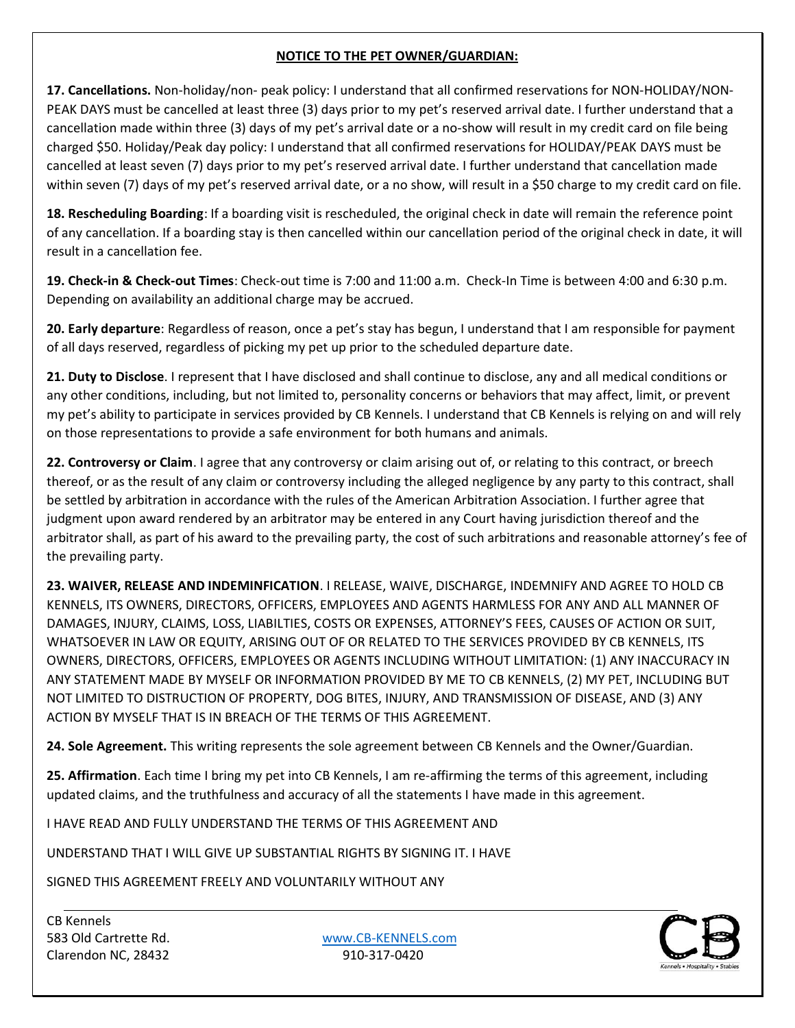**NOTICE TO THE PET OWNER/GUARDIAN:**

**17. Cancellations.** Non-holiday/non- peak policy: I understand that all confirmed reservations for NON-HOLIDAY/NON-PEAK DAYS must be cancelled at least three (3) days prior to my pet's reserved arrival date. I further understand that a cancellation made within three (3) days of my pet's arrival date or a no-show will result in my credit card on file being charged $50. Holiday/Peak day policy: I understand that all confirmed reservations for HOLIDAY/PEAK DAYS must be cancelled at least seven (7) days prior to my pet's reserved arrival date. I further understand that cancellation made within seven (7) days of my pet's reserved arrival date, or a no show, will result in a $50 charge to my credit card on file.

**18. Rescheduling Boarding**: If a boarding visit is rescheduled, the original check in date will remain the reference point of any cancellation. If a boarding stay is then cancelled within our cancellation period of the original check in date, it will result in a cancellation fee.

**19. Check-in & Check-out Times**: Check-out time is 7:00 and 11:00 a.m. Check-In Time is between 4:00 and 6:30 p.m. Depending on availability an additional charge may be accrued.

**20. Early departure**: Regardless of reason, once a pet's stay has begun, I understand that I am responsible for payment of all days reserved, regardless of picking my pet up prior to the scheduled departure date.

**21. Duty to Disclose**. I represent that I have disclosed and shall continue to disclose, any and all medical conditions or any other conditions, including, but not limited to, personality concerns or behaviors that may affect, limit, or prevent my pet's ability to participate in services provided by CB Kennels. I understand that CB Kennels is relying on and will rely on those representations to provide a safe environment for both humans and animals.

**22. Controversy or Claim**. I agree that any controversy or claim arising out of, or relating to this contract, or breech thereof, or as the result of any claim or controversy including the alleged negligence by any party to this contract, shall be settled by arbitration in accordance with the rules of the American Arbitration Association. I further agree that judgment upon award rendered by an arbitrator may be entered in any Court having jurisdiction thereof and the arbitrator shall, as part of his award to the prevailing party, the cost of such arbitrations and reasonable attorney's fee of the prevailing party.

**23. WAIVER, RELEASE AND INDEMINFICATION**. I RELEASE, WAIVE, DISCHARGE, INDEMNIFY AND AGREE TO HOLD CB KENNELS, ITS OWNERS, DIRECTORS, OFFICERS, EMPLOYEES AND AGENTS HARMLESS FOR ANY AND ALL MANNER OF DAMAGES, INJURY, CLAIMS, LOSS, LIABILTIES, COSTS OR EXPENSES, ATTORNEY'S FEES, CAUSES OF ACTION OR SUIT, WHATSOEVER IN LAW OR EQUITY, ARISING OUT OF OR RELATED TO THE SERVICES PROVIDED BY CB KENNELS, ITS OWNERS, DIRECTORS, OFFICERS, EMPLOYEES OR AGENTS INCLUDING WITHOUT LIMITATION: (1) ANY INACCURACY IN ANY STATEMENT MADE BY MYSELF OR INFORMATION PROVIDED BY ME TO CB KENNELS, (2) MY PET, INCLUDING BUT NOT LIMITED TO DISTRUCTION OF PROPERTY, DOG BITES, INJURY, AND TRANSMISSION OF DISEASE, AND (3) ANY ACTION BY MYSELF THAT IS IN BREACH OF THE TERMS OF THIS AGREEMENT.

**24. Sole Agreement.** This writing represents the sole agreement between CB Kennels and the Owner/Guardian.

**25. Affirmation**. Each time I bring my pet into CB Kennels, I am re-affirming the terms of this agreement, including updated claims, and the truthfulness and accuracy of all the statements I have made in this agreement.

I HAVE READ AND FULLY UNDERSTAND THE TERMS OF THIS AGREEMENT AND

UNDERSTAND THAT I WILL GIVE UP SUBSTANTIAL RIGHTS BY SIGNING IT. I HAVE

SIGNED THIS AGREEMENT FREELY AND VOLUNTARILY WITHOUT ANY

CB Kennels
583 Old Cartrette Rd.
Clarendon NC, 28432

www.CB-KENNELS.com
910-317-0420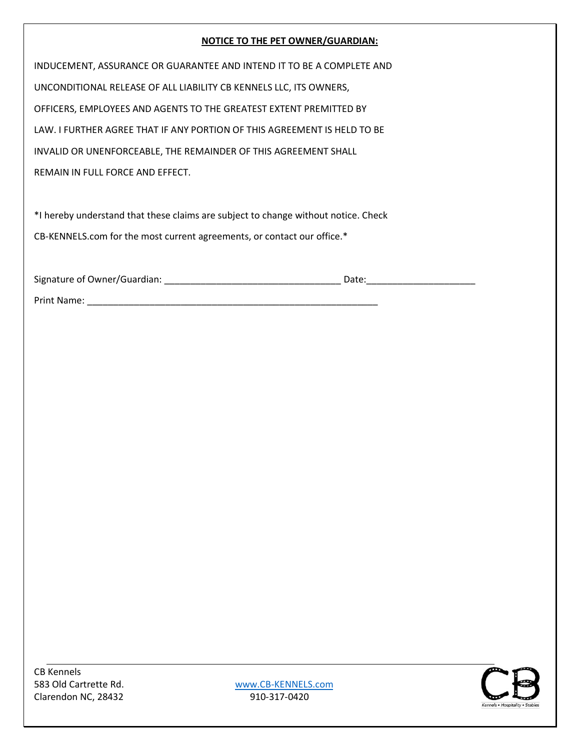**NOTICE TO THE PET OWNER/GUARDIAN:**

INDUCEMENT, ASSURANCE OR GUARANTEE AND INTEND IT TO BE A COMPLETE AND UNCONDITIONAL RELEASE OF ALL LIABILITY CB KENNELS LLC, ITS OWNERS, OFFICERS, EMPLOYEES AND AGENTS TO THE GREATEST EXTENT PREMITTED BY LAW. I FURTHER AGREE THAT IF ANY PORTION OF THIS AGREEMENT IS HELD TO BE INVALID OR UNENFORCEABLE, THE REMAINDER OF THIS AGREEMENT SHALL REMAIN IN FULL FORCE AND EFFECT.

*I hereby understand that these claims are subject to change without notice. Check CB-KENNELS.com for the most current agreements, or contact our office.*

Signature of Owner/Guardian: __________________________________ Date:_____________________

Print Name: _________________________________________________________